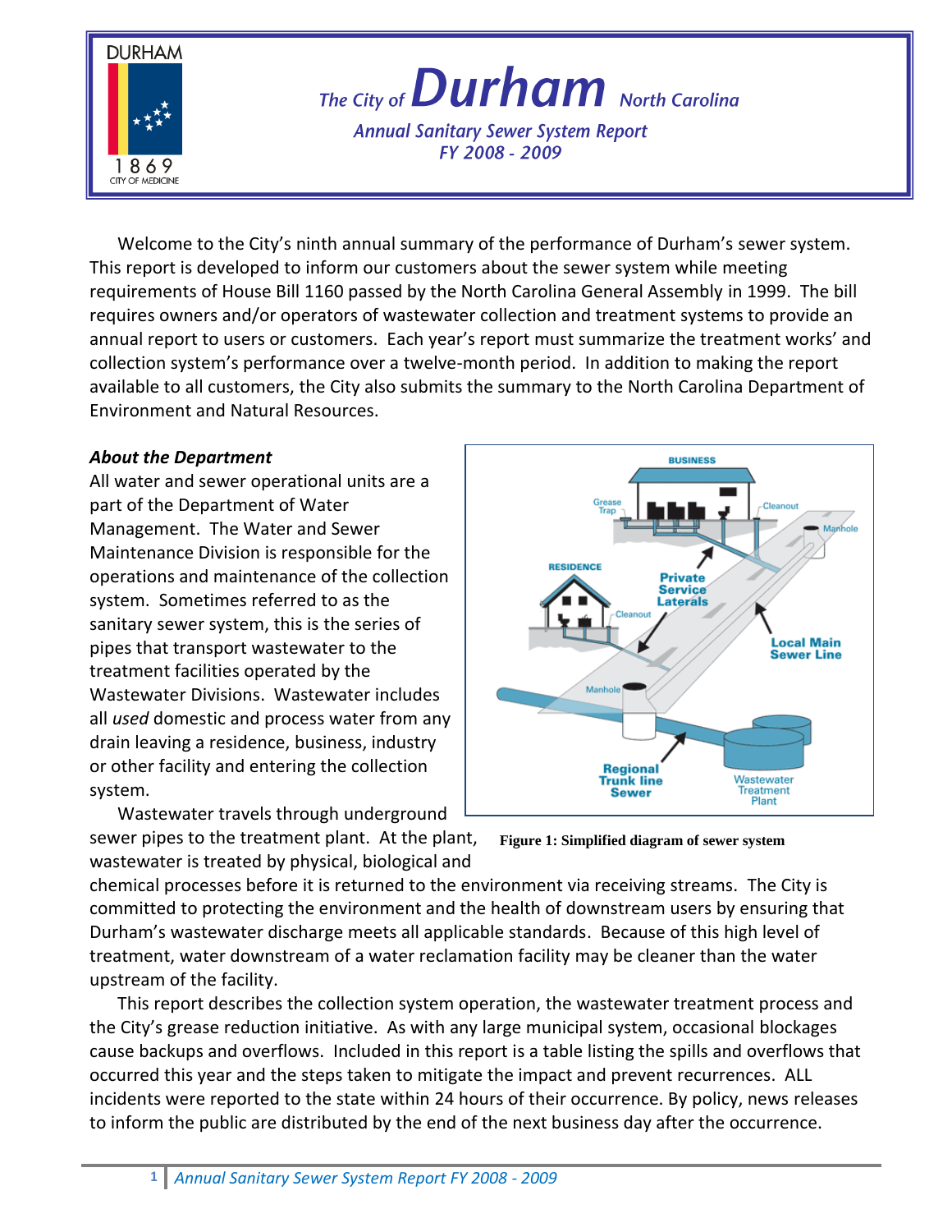# The City of Durham North Carolina

## Annual Sanitary Sewer System Report FY 2008 - 2009

Welcome to the City's ninth annual summary of the performance of Durham's sewer system. This report is developed to inform our customers about the sewer system while meeting requirements of House Bill 1160 passed by the North Carolina General Assembly in 1999. The bill requires owners and/or operators of wastewater collection and treatment systems to provide an annual report to users or customers. Each year's report must summarize the treatment works' and collection system's performance over a twelve-month period. In addition to making the report available to all customers, the City also submits the summary to the North Carolina Department of Environment and Natural Resources.

### *About the Department*

All water and sewer operational units are a part of the Department of Water Management. The Water and Sewer Maintenance Division is responsible for the operations and maintenance of the collection system. Sometimes referred to as the sanitary sewer system, this is the series of pipes that transport wastewater to the treatment facilities operated by the Wastewater Divisions. Wastewater includes all *used* domestic and process water from any drain leaving a residence, business, industry or other facility and entering the collection system.

Wastewater travels through underground sewer pipes to the treatment plant. At the plant, wastewater is treated by physical, biological and chemical processes before it is returned to the environment via receiving streams. The City is committed to protecting the environment and the health of downstream users by ensuring that Durham's wastewater discharge meets all applicable standards. Because of this high level of treatment, water downstream of a water reclamation facility may be cleaner than the water upstream of the facility.

**Figure 1: Simplified diagram of sewer system**

This report describes the collection system operation, the wastewater treatment process and the City's grease reduction initiative. As with any large municipal system, occasional blockages cause backups and overflows. Included in this report is a table listing the spills and overflows that occurred this year and the steps taken to mitigate the impact and prevent recurrences. ALL incidents were reported to the state within 24 hours of their occurrence. By policy, news releases to inform the public are distributed by the end of the next business day after the occurrence.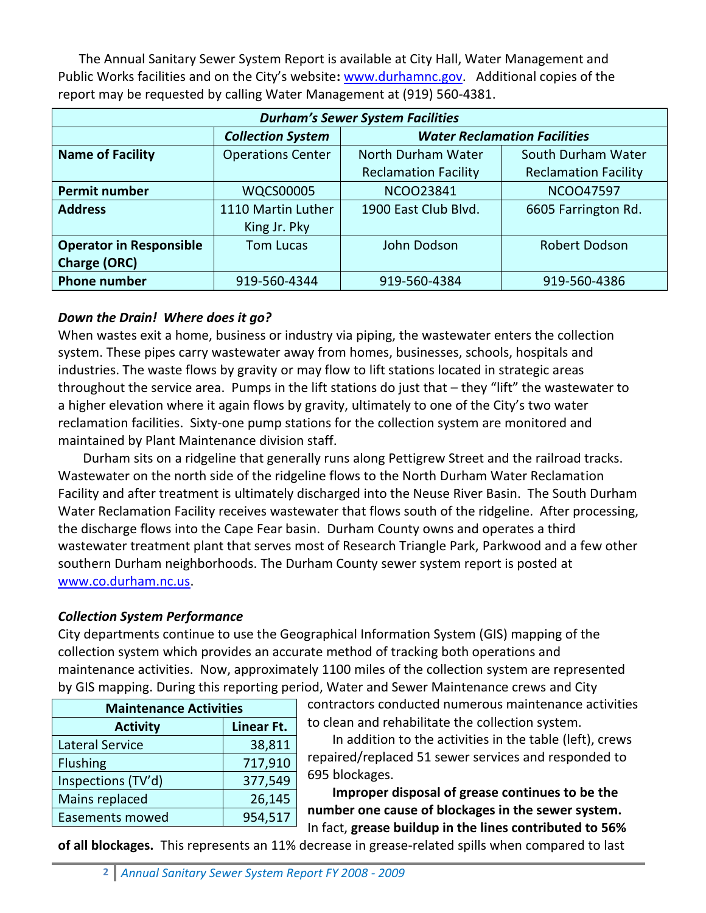The Annual Sanitary Sewer System Report is available at City Hall, Water Management and Public Works facilities and on the City's website**:** www.durhamnc.gov. Additional copies of the report may be requested by calling Water Management at (919) 560-4381.

| ***Durham's Sewer System Facilities*** | | | |
|---|---|---|---|
| | ***Collection System*** | ***Water Reclamation Facilities*** | |
| **Name of Facility** | Operations Center | North Durham Water Reclamation Facility | South Durham Water Reclamation Facility |
| **Permit number** | WQCS00005 | NCOO23841 | NCOO47597 |
| **Address** | 1110 Martin Luther King Jr. Pky | 1900 East Club Blvd. | 6605 Farrington Rd. |
| **Operator in Responsible Charge (ORC)** | Tom Lucas | John Dodson | Robert Dodson |
| **Phone number** | 919-560-4344 | 919-560-4384 | 919-560-4386 |

### *Down the Drain! Where does it go?*

When wastes exit a home, business or industry via piping, the wastewater enters the collection system. These pipes carry wastewater away from homes, businesses, schools, hospitals and industries. The waste flows by gravity or may flow to lift stations located in strategic areas throughout the service area. Pumps in the lift stations do just that – they "lift" the wastewater to a higher elevation where it again flows by gravity, ultimately to one of the City's two water reclamation facilities. Sixty-one pump stations for the collection system are monitored and maintained by Plant Maintenance division staff.

Durham sits on a ridgeline that generally runs along Pettigrew Street and the railroad tracks. Wastewater on the north side of the ridgeline flows to the North Durham Water Reclamation Facility and after treatment is ultimately discharged into the Neuse River Basin. The South Durham Water Reclamation Facility receives wastewater that flows south of the ridgeline. After processing, the discharge flows into the Cape Fear basin. Durham County owns and operates a third wastewater treatment plant that serves most of Research Triangle Park, Parkwood and a few other southern Durham neighborhoods. The Durham County sewer system report is posted at www.co.durham.nc.us.

### *Collection System Performance*

City departments continue to use the Geographical Information System (GIS) mapping of the collection system which provides an accurate method of tracking both operations and maintenance activities. Now, approximately 1100 miles of the collection system are represented by GIS mapping. During this reporting period, Water and Sewer Maintenance crews and City contractors conducted numerous maintenance activities to clean and rehabilitate the collection system.

| **Maintenance Activities** | |
|---|---|
| **Activity** | **Linear Ft.** |
| Lateral Service | 38,811 |
| Flushing | 717,910 |
| Inspections (TV'd) | 377,549 |
| Mains replaced | 26,145 |
| Easements mowed | 954,517 |

In addition to the activities in the table (left), crews repaired/replaced 51 sewer services and responded to 695 blockages.

**Improper disposal of grease continues to be the number one cause of blockages in the sewer system.** In fact, **grease buildup in the lines contributed to 56% of all blockages.** This represents an 11% decrease in grease-related spills when compared to last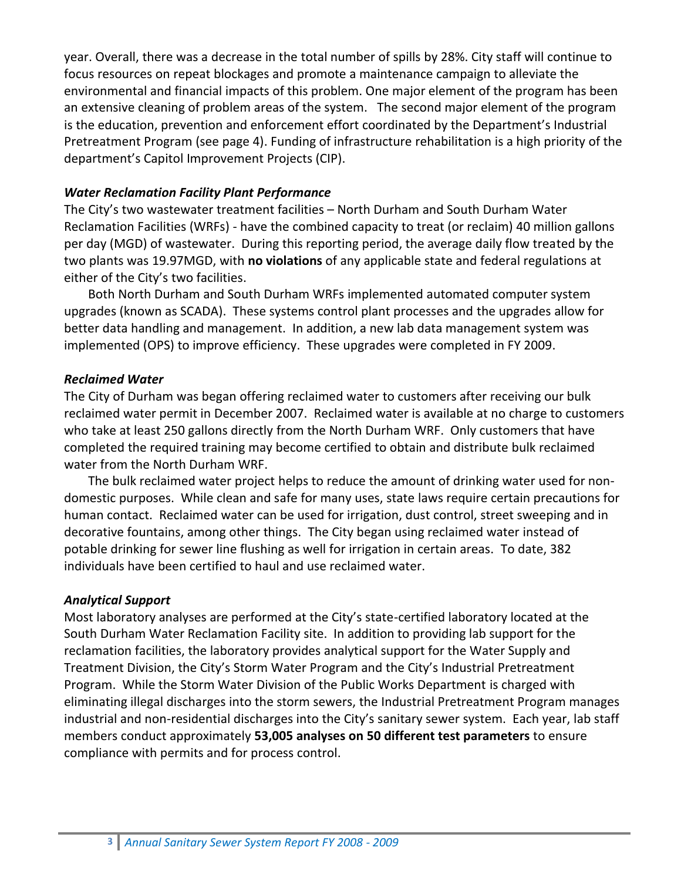year. Overall, there was a decrease in the total number of spills by 28%. City staff will continue to focus resources on repeat blockages and promote a maintenance campaign to alleviate the environmental and financial impacts of this problem. One major element of the program has been an extensive cleaning of problem areas of the system. The second major element of the program is the education, prevention and enforcement effort coordinated by the Department's Industrial Pretreatment Program (see page 4). Funding of infrastructure rehabilitation is a high priority of the department's Capitol Improvement Projects (CIP).

***Water Reclamation Facility Plant Performance***

The City's two wastewater treatment facilities – North Durham and South Durham Water Reclamation Facilities (WRFs) - have the combined capacity to treat (or reclaim) 40 million gallons per day (MGD) of wastewater. During this reporting period, the average daily flow treated by the two plants was 19.97MGD, with **no violations** of any applicable state and federal regulations at either of the City's two facilities.

Both North Durham and South Durham WRFs implemented automated computer system upgrades (known as SCADA). These systems control plant processes and the upgrades allow for better data handling and management. In addition, a new lab data management system was implemented (OPS) to improve efficiency. These upgrades were completed in FY 2009.

***Reclaimed Water***

The City of Durham was began offering reclaimed water to customers after receiving our bulk reclaimed water permit in December 2007. Reclaimed water is available at no charge to customers who take at least 250 gallons directly from the North Durham WRF. Only customers that have completed the required training may become certified to obtain and distribute bulk reclaimed water from the North Durham WRF.

The bulk reclaimed water project helps to reduce the amount of drinking water used for non-domestic purposes. While clean and safe for many uses, state laws require certain precautions for human contact. Reclaimed water can be used for irrigation, dust control, street sweeping and in decorative fountains, among other things. The City began using reclaimed water instead of potable drinking for sewer line flushing as well for irrigation in certain areas. To date, 382 individuals have been certified to haul and use reclaimed water.

***Analytical Support***

Most laboratory analyses are performed at the City's state-certified laboratory located at the South Durham Water Reclamation Facility site. In addition to providing lab support for the reclamation facilities, the laboratory provides analytical support for the Water Supply and Treatment Division, the City's Storm Water Program and the City's Industrial Pretreatment Program. While the Storm Water Division of the Public Works Department is charged with eliminating illegal discharges into the storm sewers, the Industrial Pretreatment Program manages industrial and non-residential discharges into the City's sanitary sewer system. Each year, lab staff members conduct approximately **53,005 analyses on 50 different test parameters** to ensure compliance with permits and for process control.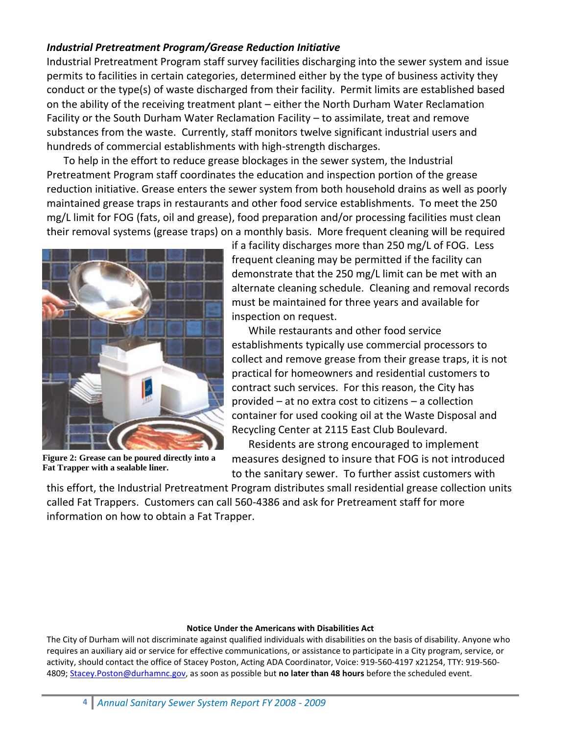### *Industrial Pretreatment Program/Grease Reduction Initiative*

Industrial Pretreatment Program staff survey facilities discharging into the sewer system and issue permits to facilities in certain categories, determined either by the type of business activity they conduct or the type(s) of waste discharged from their facility. Permit limits are established based on the ability of the receiving treatment plant – either the North Durham Water Reclamation Facility or the South Durham Water Reclamation Facility – to assimilate, treat and remove substances from the waste. Currently, staff monitors twelve significant industrial users and hundreds of commercial establishments with high-strength discharges.

To help in the effort to reduce grease blockages in the sewer system, the Industrial Pretreatment Program staff coordinates the education and inspection portion of the grease reduction initiative. Grease enters the sewer system from both household drains as well as poorly maintained grease traps in restaurants and other food service establishments. To meet the 250 mg/L limit for FOG (fats, oil and grease), food preparation and/or processing facilities must clean their removal systems (grease traps) on a monthly basis. More frequent cleaning will be required if a facility discharges more than 250 mg/L of FOG. Less frequent cleaning may be permitted if the facility can demonstrate that the 250 mg/L limit can be met with an alternate cleaning schedule. Cleaning and removal records must be maintained for three years and available for inspection on request.

**Figure 2: Grease can be poured directly into a Fat Trapper with a sealable liner.**

While restaurants and other food service establishments typically use commercial processors to collect and remove grease from their grease traps, it is not practical for homeowners and residential customers to contract such services. For this reason, the City has provided – at no extra cost to citizens – a collection container for used cooking oil at the Waste Disposal and Recycling Center at 2115 East Club Boulevard.

Residents are strong encouraged to implement measures designed to insure that FOG is not introduced to the sanitary sewer. To further assist customers with this effort, the Industrial Pretreatment Program distributes small residential grease collection units called Fat Trappers. Customers can call 560-4386 and ask for Pretreament staff for more information on how to obtain a Fat Trapper.

**Notice Under the Americans with Disabilities Act**

The City of Durham will not discriminate against qualified individuals with disabilities on the basis of disability. Anyone who requires an auxiliary aid or service for effective communications, or assistance to participate in a City program, service, or activity, should contact the office of Stacey Poston, Acting ADA Coordinator, Voice: 919-560-4197 x21254, TTY: 919-560-4809; Stacey.Poston@durhamnc.gov, as soon as possible but **no later than 48 hours** before the scheduled event.